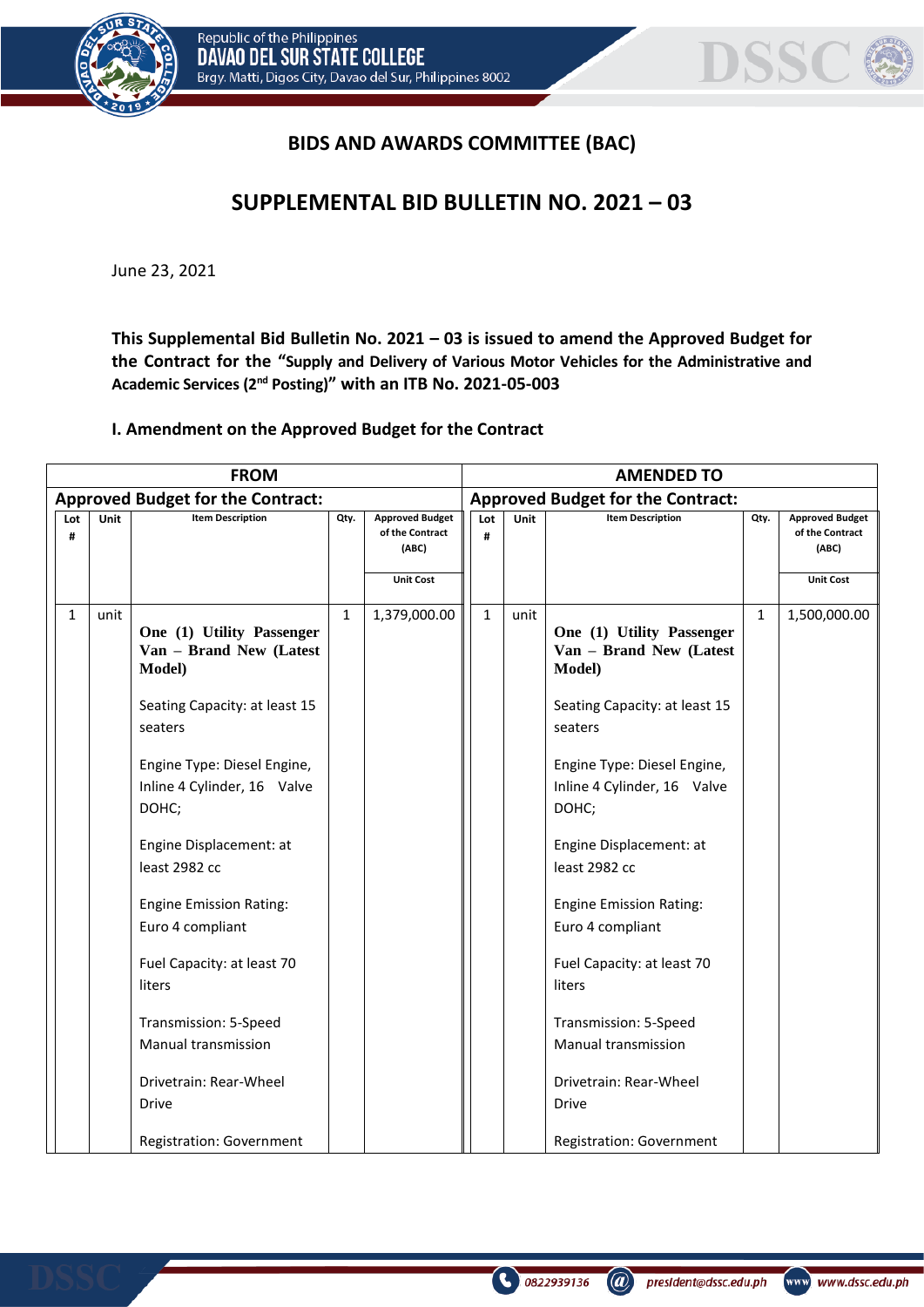# BIDS AND AWARDS COMMITTEE (BAC)

## SUPPLEMENTAL BID BULLETIN NO. 2021 – 03

June 23, 2021

**This Supplemental Bid Bulletin No. 2021 – 03 is issued to amend the Approved Budget for the Contract for the "Supply and Delivery of Various Motor Vehicles for the Administrative and Academic Services (2nd Posting)" with an ITB No. 2021-05-003**

### I. Amendment on the Approved Budget for the Contract

| FROM | | | | | AMENDED TO | | | | |
|---|---|---|---|---|---|---|---|---|---|
| **Approved Budget for the Contract:** | | | | | **Approved Budget for the Contract:** | | | | |
| Lot # | Unit | Item Description | Qty. | Approved Budget of the Contract (ABC) Unit Cost | Lot # | Unit | Item Description | Qty. | Approved Budget of the Contract (ABC) Unit Cost |
| 1 | unit | **One (1) Utility Passenger Van – Brand New (Latest Model)**<br><br>Seating Capacity: at least 15 seaters<br><br>Engine Type: Diesel Engine, Inline 4 Cylinder, 16 Valve DOHC;<br><br>Engine Displacement: at least 2982 cc<br><br>Engine Emission Rating: Euro 4 compliant<br><br>Fuel Capacity: at least 70 liters<br><br>Transmission: 5-Speed Manual transmission<br><br>Drivetrain: Rear-Wheel Drive<br><br>Registration: Government | 1 | 1,379,000.00 | 1 | unit | **One (1) Utility Passenger Van – Brand New (Latest Model)**<br><br>Seating Capacity: at least 15 seaters<br><br>Engine Type: Diesel Engine, Inline 4 Cylinder, 16 Valve DOHC;<br><br>Engine Displacement: at least 2982 cc<br><br>Engine Emission Rating: Euro 4 compliant<br><br>Fuel Capacity: at least 70 liters<br><br>Transmission: 5-Speed Manual transmission<br><br>Drivetrain: Rear-Wheel Drive<br><br>Registration: Government | 1 | 1,500,000.00 |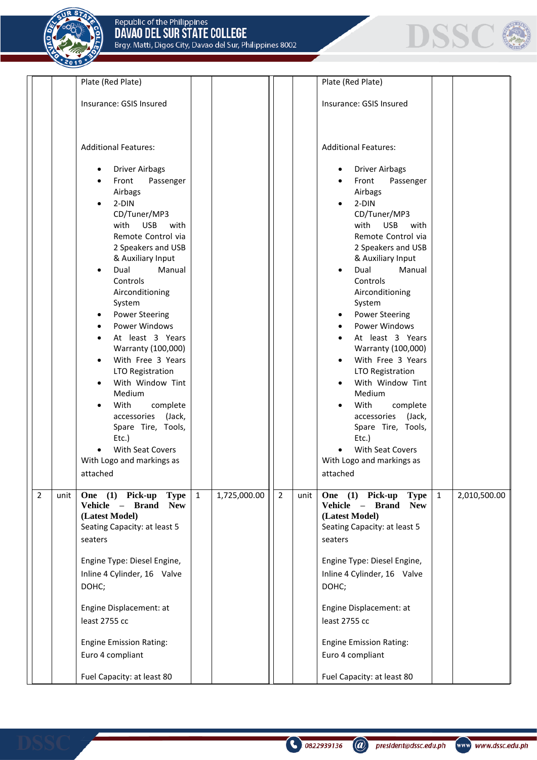| | | | | | | | | | |
|---|---|---|---|---|---|---|---|---|---|
| | | Plate (Red Plate)<br><br>Insurance: GSIS Insured<br><br>Additional Features:<br><br>• Driver Airbags<br>• Front Passenger Airbags<br>• 2-DIN CD/Tuner/MP3 with USB with Remote Control via 2 Speakers and USB & Auxiliary Input<br>• Dual Manual Controls Airconditioning System<br>• Power Steering<br>• Power Windows<br>• At least 3 Years Warranty (100,000)<br>• With Free 3 Years LTO Registration<br>• With Window Tint Medium<br>• With complete accessories (Jack, Spare Tire, Tools, Etc.)<br>• With Seat Covers<br>With Logo and markings as attached | | | | | Plate (Red Plate)<br><br>Insurance: GSIS Insured<br><br>Additional Features:<br><br>• Driver Airbags<br>• Front Passenger Airbags<br>• 2-DIN CD/Tuner/MP3 with USB with Remote Control via 2 Speakers and USB & Auxiliary Input<br>• Dual Manual Controls Airconditioning System<br>• Power Steering<br>• Power Windows<br>• At least 3 Years Warranty (100,000)<br>• With Free 3 Years LTO Registration<br>• With Window Tint Medium<br>• With complete accessories (Jack, Spare Tire, Tools, Etc.)<br>• With Seat Covers<br>With Logo and markings as attached | | |
| 2 | unit | **One (1) Pick-up Type Vehicle – Brand New (Latest Model)**<br>Seating Capacity: at least 5 seaters<br><br>Engine Type: Diesel Engine, Inline 4 Cylinder, 16 Valve DOHC;<br><br>Engine Displacement: at least 2755 cc<br><br>Engine Emission Rating: Euro 4 compliant<br><br>Fuel Capacity: at least 80 | 1 | 1,725,000.00 | 2 | unit | **One (1) Pick-up Type Vehicle – Brand New (Latest Model)**<br>Seating Capacity: at least 5 seaters<br><br>Engine Type: Diesel Engine, Inline 4 Cylinder, 16 Valve DOHC;<br><br>Engine Displacement: at least 2755 cc<br><br>Engine Emission Rating: Euro 4 compliant<br><br>Fuel Capacity: at least 80 | 1 | 2,010,500.00 |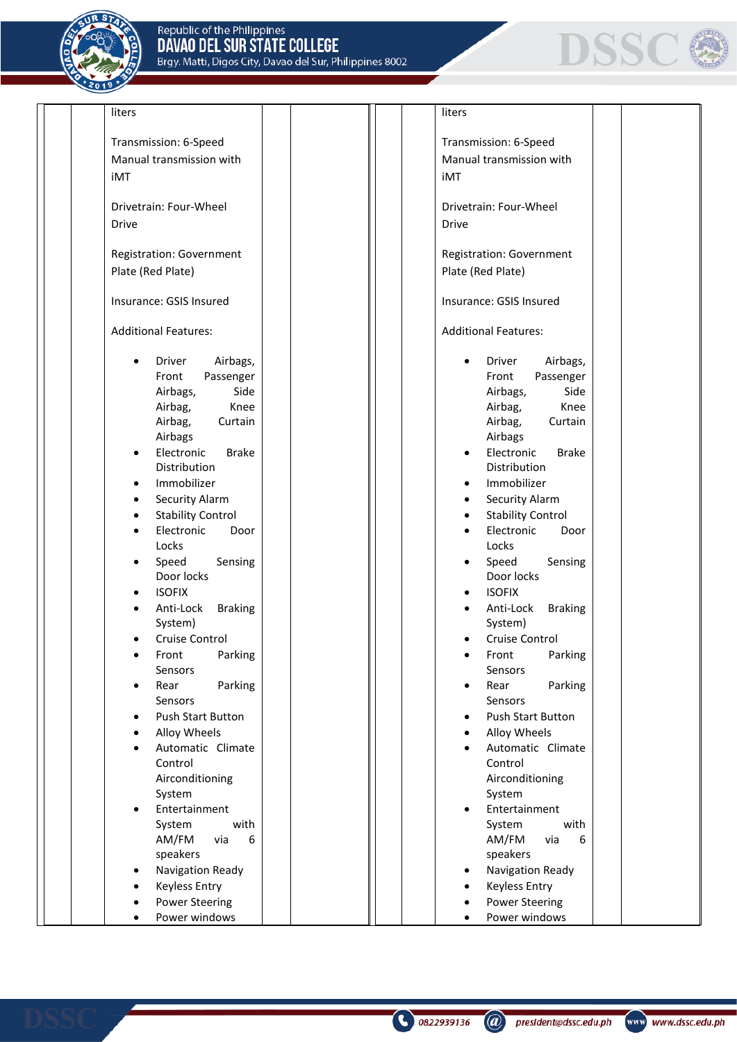| | | | | | | | | | |
|---|---|---|---|---|---|---|---|---|---|
| | | liters<br><br>Transmission: 6-Speed Manual transmission with iMT<br><br>Drivetrain: Four-Wheel Drive<br><br>Registration: Government Plate (Red Plate)<br><br>Insurance: GSIS Insured<br><br>Additional Features:<br><br>• Driver Airbags, Front Passenger Airbags, Side Airbag, Knee Airbag, Curtain Airbags<br>• Electronic Brake Distribution<br>• Immobilizer<br>• Security Alarm<br>• Stability Control<br>• Electronic Door Locks<br>• Speed Sensing Door locks<br>• ISOFIX<br>• Anti-Lock Braking System)<br>• Cruise Control<br>• Front Parking Sensors<br>• Rear Parking Sensors<br>• Push Start Button<br>• Alloy Wheels<br>• Automatic Climate Control Airconditioning System<br>• Entertainment System with AM/FM via 6 speakers<br>• Navigation Ready<br>• Keyless Entry<br>• Power Steering<br>• Power windows | | | | | liters<br><br>Transmission: 6-Speed Manual transmission with iMT<br><br>Drivetrain: Four-Wheel Drive<br><br>Registration: Government Plate (Red Plate)<br><br>Insurance: GSIS Insured<br><br>Additional Features:<br><br>• Driver Airbags, Front Passenger Airbags, Side Airbag, Knee Airbag, Curtain Airbags<br>• Electronic Brake Distribution<br>• Immobilizer<br>• Security Alarm<br>• Stability Control<br>• Electronic Door Locks<br>• Speed Sensing Door locks<br>• ISOFIX<br>• Anti-Lock Braking System)<br>• Cruise Control<br>• Front Parking Sensors<br>• Rear Parking Sensors<br>• Push Start Button<br>• Alloy Wheels<br>• Automatic Climate Control Airconditioning System<br>• Entertainment System with AM/FM via 6 speakers<br>• Navigation Ready<br>• Keyless Entry<br>• Power Steering<br>• Power windows | | |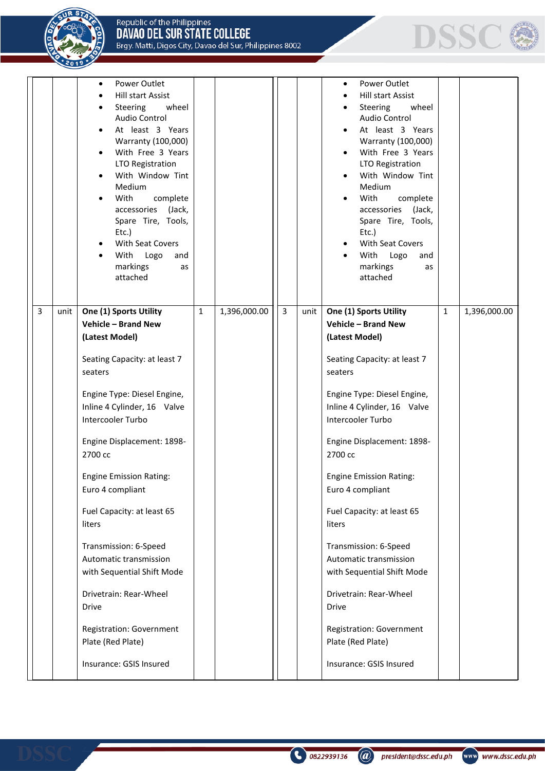| | | | | | | | | | |
|---|---|---|---|---|---|---|---|---|---|
| | | • Power Outlet<br>• Hill start Assist<br>• Steering wheel Audio Control<br>• At least 3 Years Warranty (100,000)<br>• With Free 3 Years LTO Registration<br>• With Window Tint Medium<br>• With complete accessories (Jack, Spare Tire, Tools, Etc.)<br>• With Seat Covers<br>• With Logo and markings as attached | | | | | • Power Outlet<br>• Hill start Assist<br>• Steering wheel Audio Control<br>• At least 3 Years Warranty (100,000)<br>• With Free 3 Years LTO Registration<br>• With Window Tint Medium<br>• With complete accessories (Jack, Spare Tire, Tools, Etc.)<br>• With Seat Covers<br>• With Logo and markings as attached | | |
| 3 | unit | **One (1) Sports Utility Vehicle – Brand New (Latest Model)**<br><br>Seating Capacity: at least 7 seaters<br><br>Engine Type: Diesel Engine, Inline 4 Cylinder, 16 Valve Intercooler Turbo<br><br>Engine Displacement: 1898-2700 cc<br><br>Engine Emission Rating: Euro 4 compliant<br><br>Fuel Capacity: at least 65 liters<br><br>Transmission: 6-Speed Automatic transmission with Sequential Shift Mode<br><br>Drivetrain: Rear-Wheel Drive<br><br>Registration: Government Plate (Red Plate)<br><br>Insurance: GSIS Insured | 1 | 1,396,000.00 | 3 | unit | **One (1) Sports Utility Vehicle – Brand New (Latest Model)**<br><br>Seating Capacity: at least 7 seaters<br><br>Engine Type: Diesel Engine, Inline 4 Cylinder, 16 Valve Intercooler Turbo<br><br>Engine Displacement: 1898-2700 cc<br><br>Engine Emission Rating: Euro 4 compliant<br><br>Fuel Capacity: at least 65 liters<br><br>Transmission: 6-Speed Automatic transmission with Sequential Shift Mode<br><br>Drivetrain: Rear-Wheel Drive<br><br>Registration: Government Plate (Red Plate)<br><br>Insurance: GSIS Insured | 1 | 1,396,000.00 |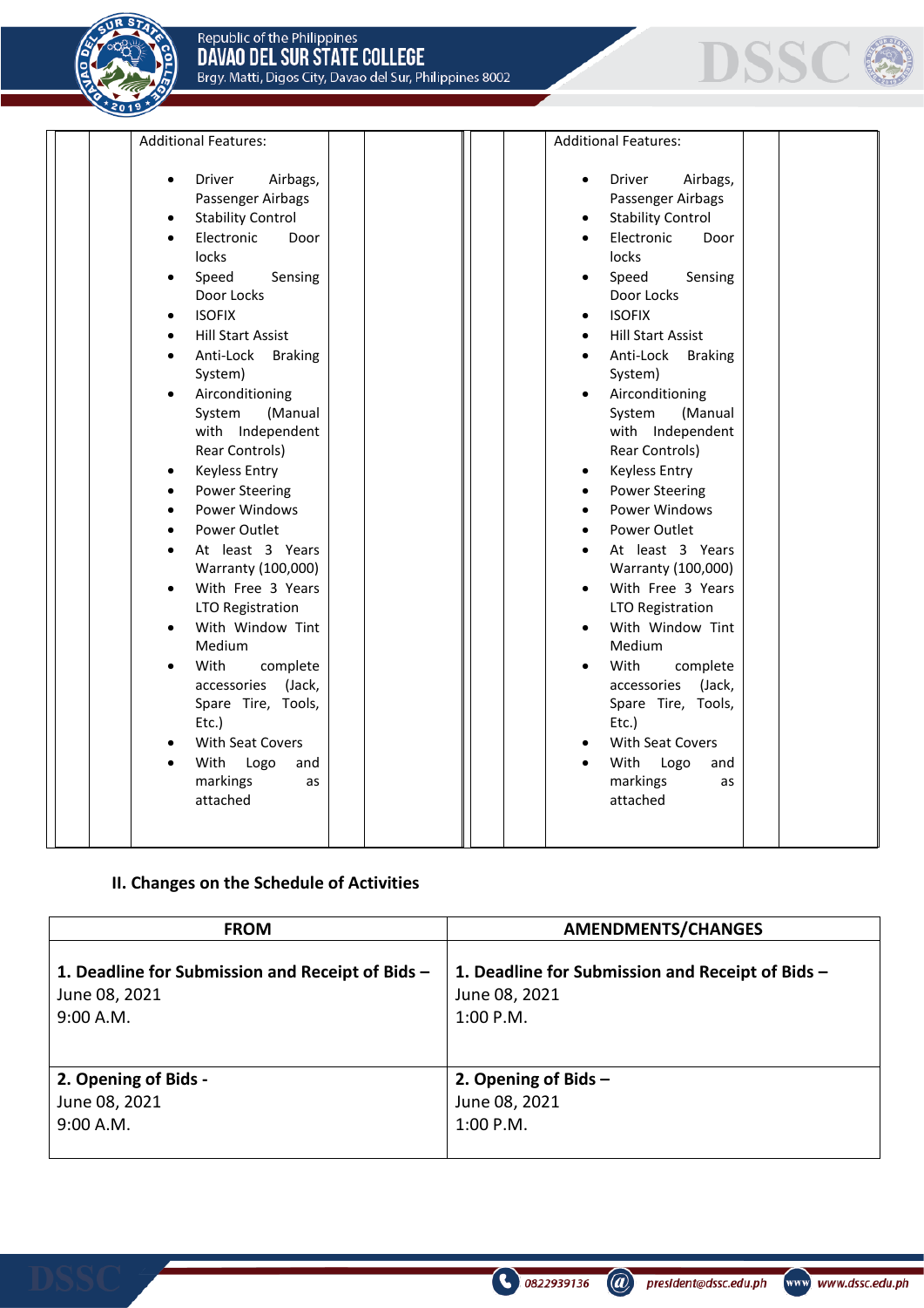| | | Additional Features:<br><br>• Driver Airbags, Passenger Airbags<br>• Stability Control<br>• Electronic Door locks<br>• Speed Sensing Door Locks<br>• ISOFIX<br>• Hill Start Assist<br>• Anti-Lock Braking System)<br>• Airconditioning System (Manual with Independent Rear Controls)<br>• Keyless Entry<br>• Power Steering<br>• Power Windows<br>• Power Outlet<br>• At least 3 Years Warranty (100,000)<br>• With Free 3 Years LTO Registration<br>• With Window Tint Medium<br>• With complete accessories (Jack, Spare Tire, Tools, Etc.)<br>• With Seat Covers<br>• With Logo and markings as attached | | | | | Additional Features:<br><br>• Driver Airbags, Passenger Airbags<br>• Stability Control<br>• Electronic Door locks<br>• Speed Sensing Door Locks<br>• ISOFIX<br>• Hill Start Assist<br>• Anti-Lock Braking System)<br>• Airconditioning System (Manual with Independent Rear Controls)<br>• Keyless Entry<br>• Power Steering<br>• Power Windows<br>• Power Outlet<br>• At least 3 Years Warranty (100,000)<br>• With Free 3 Years LTO Registration<br>• With Window Tint Medium<br>• With complete accessories (Jack, Spare Tire, Tools, Etc.)<br>• With Seat Covers<br>• With Logo and markings as attached | | |
|---|---|---|---|---|---|---|---|---|---|

## II. Changes on the Schedule of Activities

| FROM | AMENDMENTS/CHANGES |
|---|---|
| **1. Deadline for Submission and Receipt of Bids –**<br>June 08, 2021<br>9:00 A.M. | **1. Deadline for Submission and Receipt of Bids –**<br>June 08, 2021<br>1:00 P.M. |
| **2. Opening of Bids -**<br>June 08, 2021<br>9:00 A.M. | **2. Opening of Bids –**<br>June 08, 2021<br>1:00 P.M. |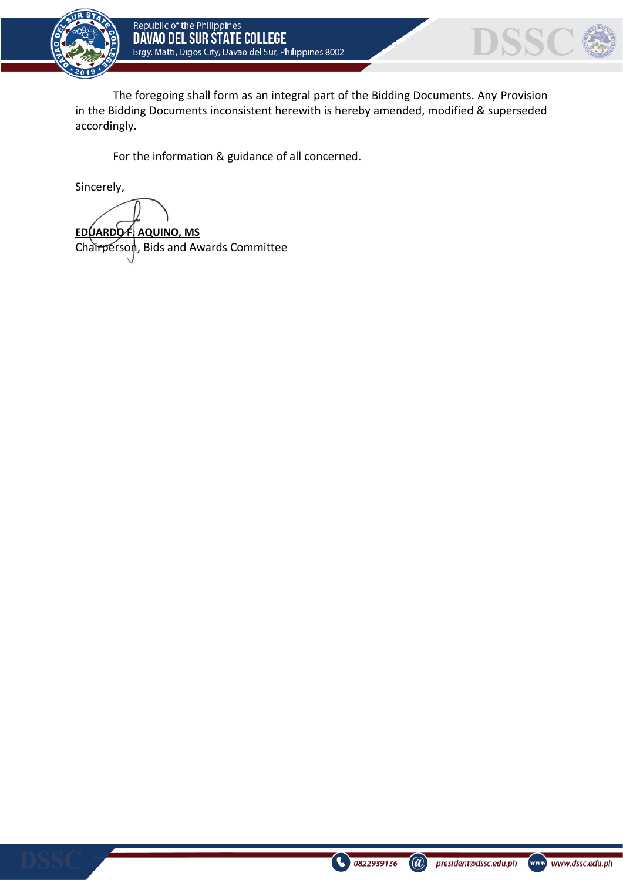The foregoing shall form as an integral part of the Bidding Documents. Any Provision in the Bidding Documents inconsistent herewith is hereby amended, modified & superseded accordingly.

For the information & guidance of all concerned.

Sincerely,

**EDUARDO F. AQUINO, MS**
Chairperson, Bids and Awards Committee